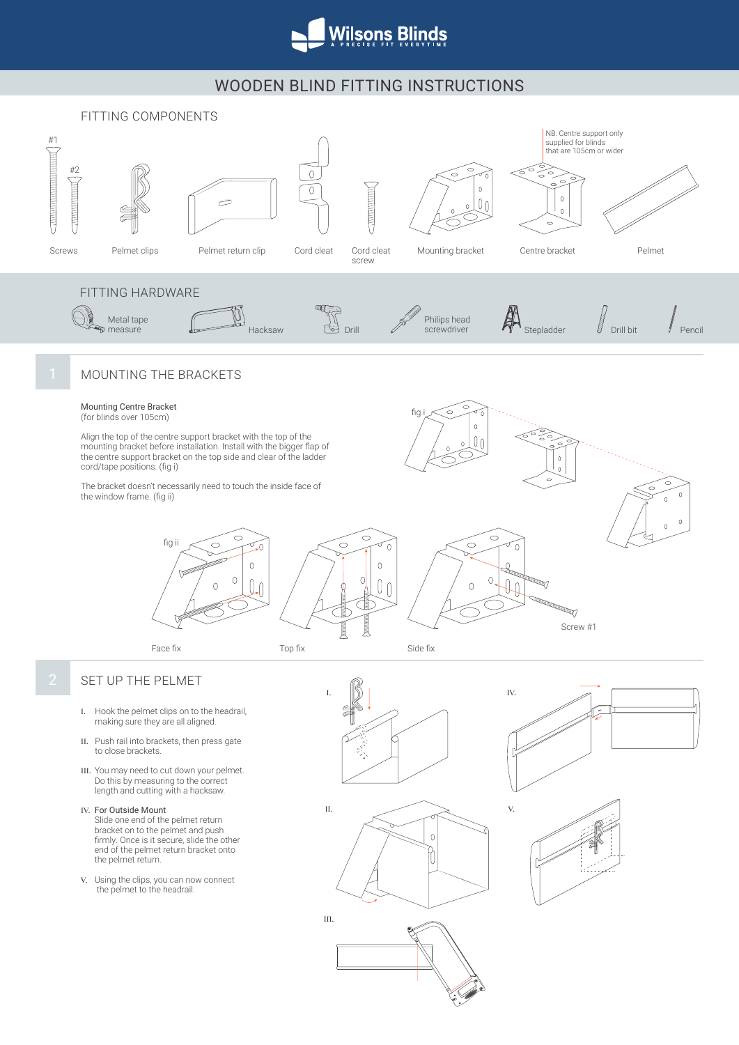# WOODEN BLIND FITTING INSTRUCTIONS

## FITTING COMPONENTS

#1 #2

Screws | Pelmet clips | Pelmet return clip | Cord cleat | Cord cleat screw | Mounting bracket | Centre bracket | Pelmet

NB: Centre support only supplied for blinds that are 105cm or wider

## FITTING HARDWARE

Metal tape measure | Hacksaw | Drill | Philips head screwdriver | Stepladder | Drill bit | Pencil

## 1 MOUNTING THE BRACKETS

Mounting Centre Bracket
(for blinds over 105cm)

Align the top of the centre support bracket with the top of the mounting bracket before installation. Install with the bigger flap of the centre support bracket on the top side and clear of the ladder cord/tape positions. (fig i)

The bracket doesn't necessarily need to touch the inside face of the window frame. (fig ii)

fig i

fig ii

Face fix | Top fix | Side fix

Screw #1

## 2 SET UP THE PELMET

I. Hook the pelmet clips on to the headrail, making sure they are all aligned.

II. Push rail into brackets, then press gate to close brackets.

III. You may need to cut down your pelmet. Do this by measuring to the correct length and cutting with a hacksaw.

IV. For Outside Mount
Slide one end of the pelmet return bracket on to the pelmet and push firmly. Once is it secure, slide the other end of the pelmet return bracket onto the pelmet return.

V. Using the clips, you can now connect the pelmet to the headrail.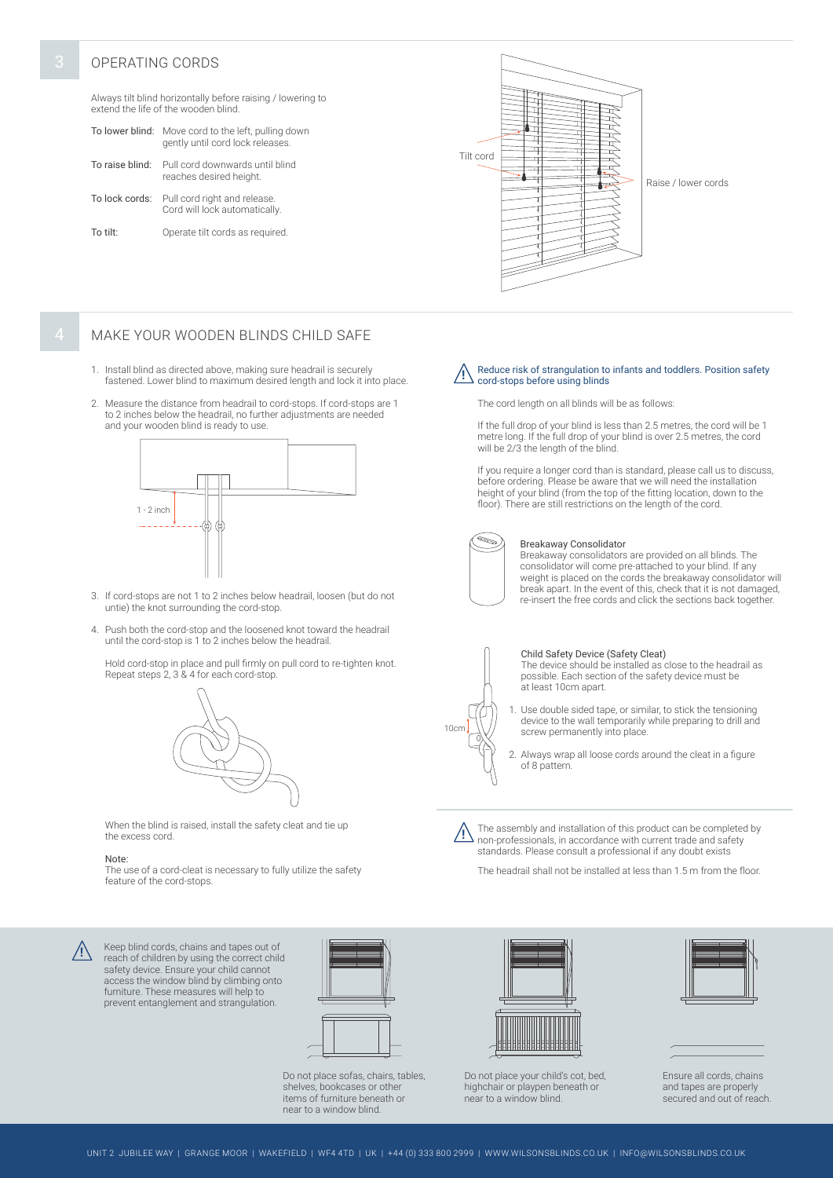## 3 OPERATING CORDS

Always tilt blind horizontally before raising / lowering to extend the life of the wooden blind.

| | |
|---|---|
| To lower blind: | Move cord to the left, pulling down gently until cord lock releases. |
| To raise blind: | Pull cord downwards until blind reaches desired height. |
| To lock cords: | Pull cord right and release. Cord will lock automatically. |
| To tilt: | Operate tilt cords as required. |

Tilt cord

Raise / lower cords

## 4 MAKE YOUR WOODEN BLINDS CHILD SAFE

1. Install blind as directed above, making sure headrail is securely fastened. Lower blind to maximum desired length and lock it into place.
2. Measure the distance from headrail to cord-stops. If cord-stops are 1 to 2 inches below the headrail, no further adjustments are needed and your wooden blind is ready to use.

1 - 2 inch

3. If cord-stops are not 1 to 2 inches below headrail, loosen (but do not untie) the knot surrounding the cord-stop.
4. Push both the cord-stop and the loosened knot toward the headrail until the cord-stop is 1 to 2 inches below the headrail.

   Hold cord-stop in place and pull firmly on pull cord to re-tighten knot. Repeat steps 2, 3 & 4 for each cord-stop.

When the blind is raised, install the safety cleat and tie up the excess cord.

Note:
The use of a cord-cleat is necessary to fully utilize the safety feature of the cord-stops.

⚠ Reduce risk of strangulation to infants and toddlers. Position safety cord-stops before using blinds

The cord length on all blinds will be as follows:

If the full drop of your blind is less than 2.5 metres, the cord will be 1 metre long. If the full drop of your blind is over 2.5 metres, the cord will be 2/3 the length of the blind.

If you require a longer cord than is standard, please call us to discuss, before ordering. Please be aware that we will need the installation height of your blind (from the top of the fitting location, down to the floor). There are still restrictions on the length of the cord.

**Breakaway Consolidator**
Breakaway consolidators are provided on all blinds. The consolidator will come pre-attached to your blind. If any weight is placed on the cords the breakaway consolidator will break apart. In the event of this, check that it is not damaged, re-insert the free cords and click the sections back together.

**Child Safety Device (Safety Cleat)**
The device should be installed as close to the headrail as possible. Each section of the safety device must be at least 10cm apart.

10cm

1. Use double sided tape, or similar, to stick the tensioning device to the wall temporarily while preparing to drill and screw permanently into place.
2. Always wrap all loose cords around the cleat in a figure of 8 pattern.

⚠ The assembly and installation of this product can be completed by non-professionals, in accordance with current trade and safety standards. Please consult a professional if any doubt exists

The headrail shall not be installed at less than 1.5 m from the floor.

⚠ Keep blind cords, chains and tapes out of reach of children by using the correct child safety device. Ensure your child cannot access the window blind by climbing onto furniture. These measures will help to prevent entanglement and strangulation.

Do not place sofas, chairs, tables, shelves, bookcases or other items of furniture beneath or near to a window blind.

Do not place your child's cot, bed, highchair or playpen beneath or near to a window blind.

Ensure all cords, chains and tapes are properly secured and out of reach.

UNIT 2 JUBILEE WAY | GRANGE MOOR | WAKEFIELD | WF4 4TD | UK | +44 (0) 333 800 2999 | WWW.WILSONSBLINDS.CO.UK | INFO@WILSONSBLINDS.CO.UK